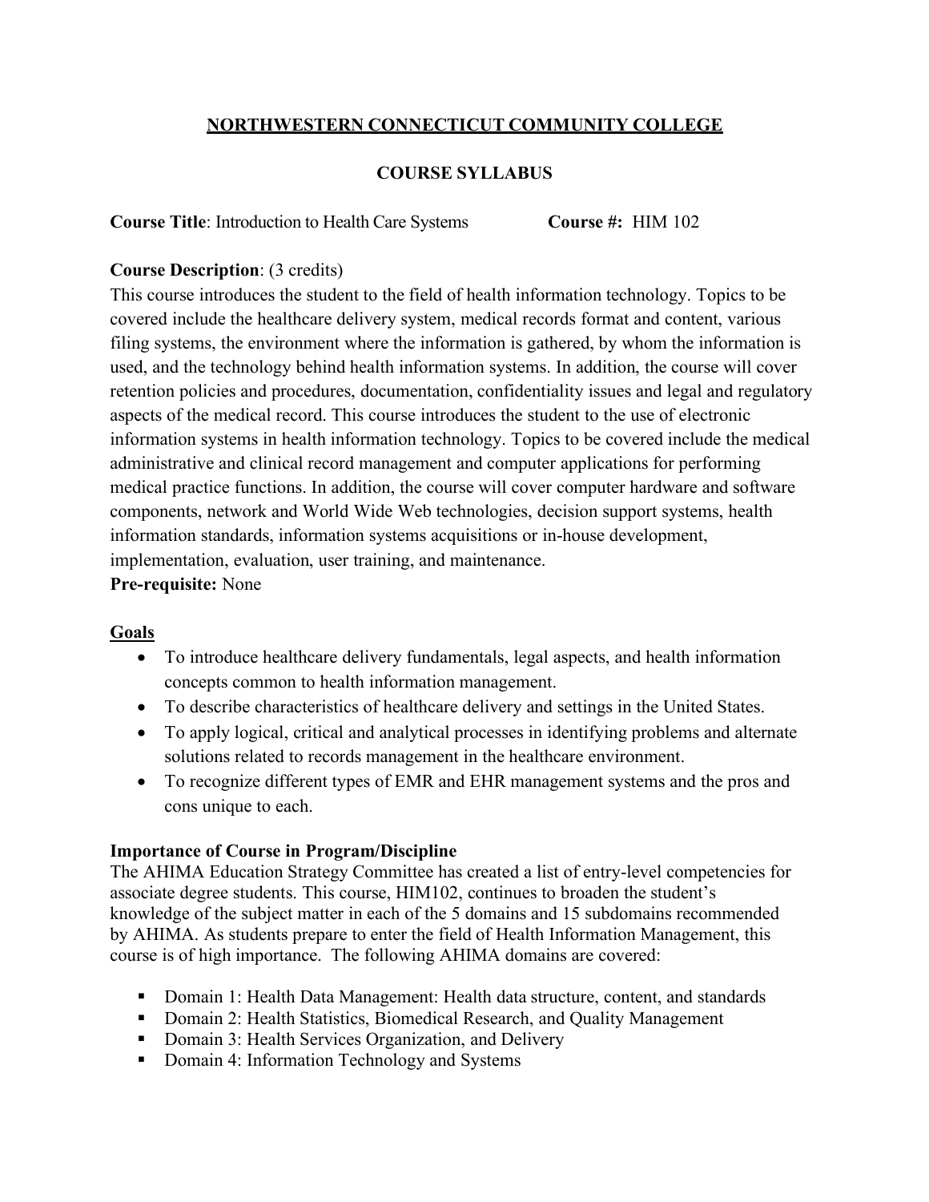# NORTHWESTERN CONNECTICUT COMMUNITY COLLEGE

## COURSE SYLLABUS

**Course Title**: Introduction to Health Care Systems **Course #:** HIM 102

**Course Description**: (3 credits)
This course introduces the student to the field of health information technology. Topics to be covered include the healthcare delivery system, medical records format and content, various filing systems, the environment where the information is gathered, by whom the information is used, and the technology behind health information systems. In addition, the course will cover retention policies and procedures, documentation, confidentiality issues and legal and regulatory aspects of the medical record. This course introduces the student to the use of electronic information systems in health information technology. Topics to be covered include the medical administrative and clinical record management and computer applications for performing medical practice functions. In addition, the course will cover computer hardware and software components, network and World Wide Web technologies, decision support systems, health information standards, information systems acquisitions or in-house development, implementation, evaluation, user training, and maintenance.
**Pre-requisite:** None

### Goals

- To introduce healthcare delivery fundamentals, legal aspects, and health information concepts common to health information management.
- To describe characteristics of healthcare delivery and settings in the United States.
- To apply logical, critical and analytical processes in identifying problems and alternate solutions related to records management in the healthcare environment.
- To recognize different types of EMR and EHR management systems and the pros and cons unique to each.

### Importance of Course in Program/Discipline

The AHIMA Education Strategy Committee has created a list of entry-level competencies for associate degree students. This course, HIM102, continues to broaden the student's knowledge of the subject matter in each of the 5 domains and 15 subdomains recommended by AHIMA. As students prepare to enter the field of Health Information Management, this course is of high importance. The following AHIMA domains are covered:

- Domain 1: Health Data Management: Health data structure, content, and standards
- Domain 2: Health Statistics, Biomedical Research, and Quality Management
- Domain 3: Health Services Organization, and Delivery
- Domain 4: Information Technology and Systems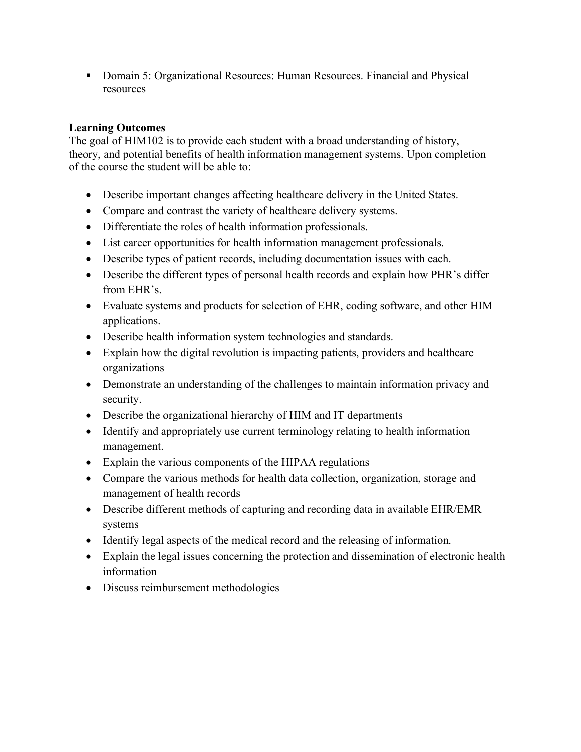- Domain 5: Organizational Resources: Human Resources. Financial and Physical resources

**Learning Outcomes**

The goal of HIM102 is to provide each student with a broad understanding of history, theory, and potential benefits of health information management systems. Upon completion of the course the student will be able to:

- Describe important changes affecting healthcare delivery in the United States.
- Compare and contrast the variety of healthcare delivery systems.
- Differentiate the roles of health information professionals.
- List career opportunities for health information management professionals.
- Describe types of patient records, including documentation issues with each.
- Describe the different types of personal health records and explain how PHR's differ from EHR's.
- Evaluate systems and products for selection of EHR, coding software, and other HIM applications.
- Describe health information system technologies and standards.
- Explain how the digital revolution is impacting patients, providers and healthcare organizations
- Demonstrate an understanding of the challenges to maintain information privacy and security.
- Describe the organizational hierarchy of HIM and IT departments
- Identify and appropriately use current terminology relating to health information management.
- Explain the various components of the HIPAA regulations
- Compare the various methods for health data collection, organization, storage and management of health records
- Describe different methods of capturing and recording data in available EHR/EMR systems
- Identify legal aspects of the medical record and the releasing of information.
- Explain the legal issues concerning the protection and dissemination of electronic health information
- Discuss reimbursement methodologies